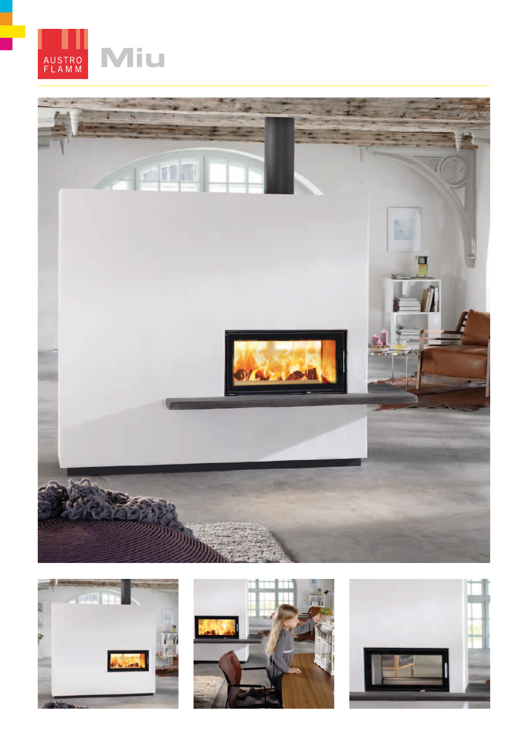AUSTRO FLAMM

# Miu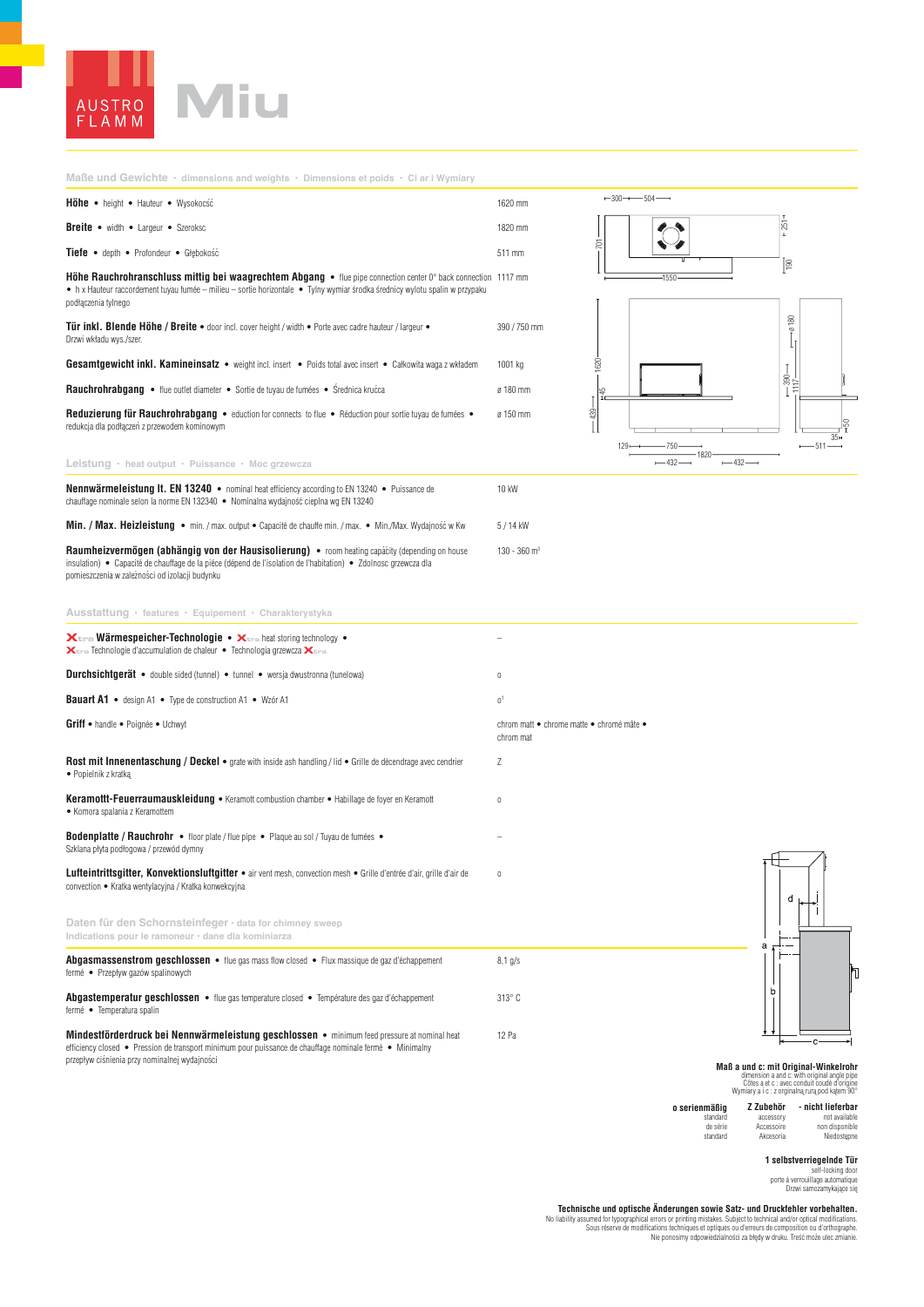# AUSTRO FLAMM Miu

## Maße und Gewichte · dimensions and weights · Dimensions et poids · Ci ar i Wymiary

| | |
|---|---|
| **Höhe** • height • Hauteur • Wysokocść | 1620 mm |
| **Breite** • width • Largeur • Szerokść | 1820 mm |
| **Tiefe** • depth • Profondeur • Głębokość | 511 mm |
| **Höhe Rauchrohranschluss mittig bei waagrechtem Abgang** • flue pipe connection center 0° back connection • h x Hauteur raccordement tuyau fumée – milieu – sortie horizontale • Tylny wymiar środka średnicy wylotu spalin w przypaku podłączenia tylnego | 1117 mm |
| **Tür inkl. Blende Höhe / Breite** • door incl. cover height / width • Porte avec cadre hauteur / largeur • Drzwi wkładu wys./szer. | 390 / 750 mm |
| **Gesamtgewicht inkl. Kamineinsatz** • weight incl. insert • Poids total avec insert • Całkowita waga z wkładem | 1001 kg |
| **Rauchrohrabgang** • flue outlet diameter • Sortie de tuyau de fumées • Średnica krućca | ø 180 mm |
| **Reduzierung für Rauchrohrabgang** • eduction for connects to flue • Réduction pour sortie tuyau de fumées • redukcja dla podłączeń z przewodem kominowym | ø 150 mm |

## Leistung · heat output · Puissance · Moc grzewcza

| | |
|---|---|
| **Nennwärmeleistung lt. EN 13240** • nominal heat efficiency according to EN 13240 • Puissance de chauffage nominale selon la norme EN 132340 • Nominalna wydajność cieplna wg EN 13240 | 10 kW |
| **Min. / Max. Heizleistung** • min. / max. output • Capacité de chauffe min. / max. • Min./Max. Wydajność w Kw | 5 / 14 kW |
| **Raumheizvermögen (abhängig von der Hausisolierung)** • room heating capacity (depending on house insulation) • Capacité de chauffage de la pièce (dépend de l'isolation de l'habitation) • Zdolnosc grzewcza dla pomieszczenia w zależności od izolacji budynku | 130 - 360 m³ |

## Ausstattung · features · Equipement · Charakterystyka

| | |
|---|---|
| **Xtra Wärmespeicher-Technologie** • Xtra heat storing technology • Xtra Technologie d'accumulation de chaleur • Technologia grzewcza Xtra | – |
| **Durchsichtgerät** • double sided (tunnel) • tunnel • wersja dwustronna (tunelowa) | o |
| **Bauart A1** • design A1 • Type de construction A1 • Wzór A1 | o[1] |
| **Griff** • handle • Poignée • Uchwyt | chrom matt • chrome matte • chromé mâte • chrom mat |
| **Rost mit Innenentaschung / Deckel** • grate with inside ash handling / lid • Grille de décendrage avec cendrier • Popielnik z kratką | Z |
| **Keramott-Feuerraumauskleidung** • Keramott combustion chamber • Habillage de foyer en Keramott • Komora spalania z Keramottem | o |
| **Bodenplatte / Rauchrohr** • floor plate / flue pipe • Plaque au sol / Tuyau de fumées • Szklana płyta podłogowa / przewód dymny | – |
| **Lufteintrittsgitter, Konvektionsluftgitter** • air vent mesh, convection mesh • Grille d'entrée d'air, grille d'air de convection • Kratka wentylacyjna / Kratka konwekcyjna | o |

## Daten für den Schornsteinfeger · data for chimney sweep · Indications pour le ramoneur · dane dla kominiarza

| | |
|---|---|
| **Abgasmassenstrom geschlossen** • flue gas mass flow closed • Flux massique de gaz d'échappement fermé • Przepływ gazów spalinowych | 8,1 g/s |
| **Abgastemperatur geschlossen** • flue gas temperature closed • Température des gaz d'échappement fermé • Temperatura spalin | 313° C |
| **Mindestförderdruck bei Nennwärmeleistung geschlossen** • minimum feed pressure at nominal heat efficiency closed • Pression de transport minimum pour puissance de chauffage nominale fermé • Minimalny przepływ ciśnienia przy nominalnej wydajności | 12 Pa |

300 504 251 701 190 1550
1620 ø 180 390 1117 145 439
129 750 1820 432 432 35 511 50
d i a b c

**Maß a und c: mit Original-Winkelrohr**
dimension a and c: with original angle pipe
Côtes a et c : avec conduit coudé d'origine
Wymiary a i c : z orginalną rurą pod kątem 90°

| **o serienmäßig** | **Z Zubehör** | **- nicht lieferbar** |
|---|---|---|
| standard | accessory | not available |
| de série | Accessoire | non disponible |
| standard | Akcesoria | Niedostępne |

**1 selbstverriegelnde Tür**
self-locking door
porte à verrouillage automatique
Drzwi samozamykające się

**Technische und optische Änderungen sowie Satz- und Druckfehler vorbehalten.**
No liability assumed for typographical errors or printing mistakes. Subject to technical and/or optical modifications.
Sous réserve de modifications techniques et optiques ou d'erreurs de composition ou d'orthographe.
Nie ponosimy odpowiedzialności za błędy w druku. Treść może ulec zmianie.